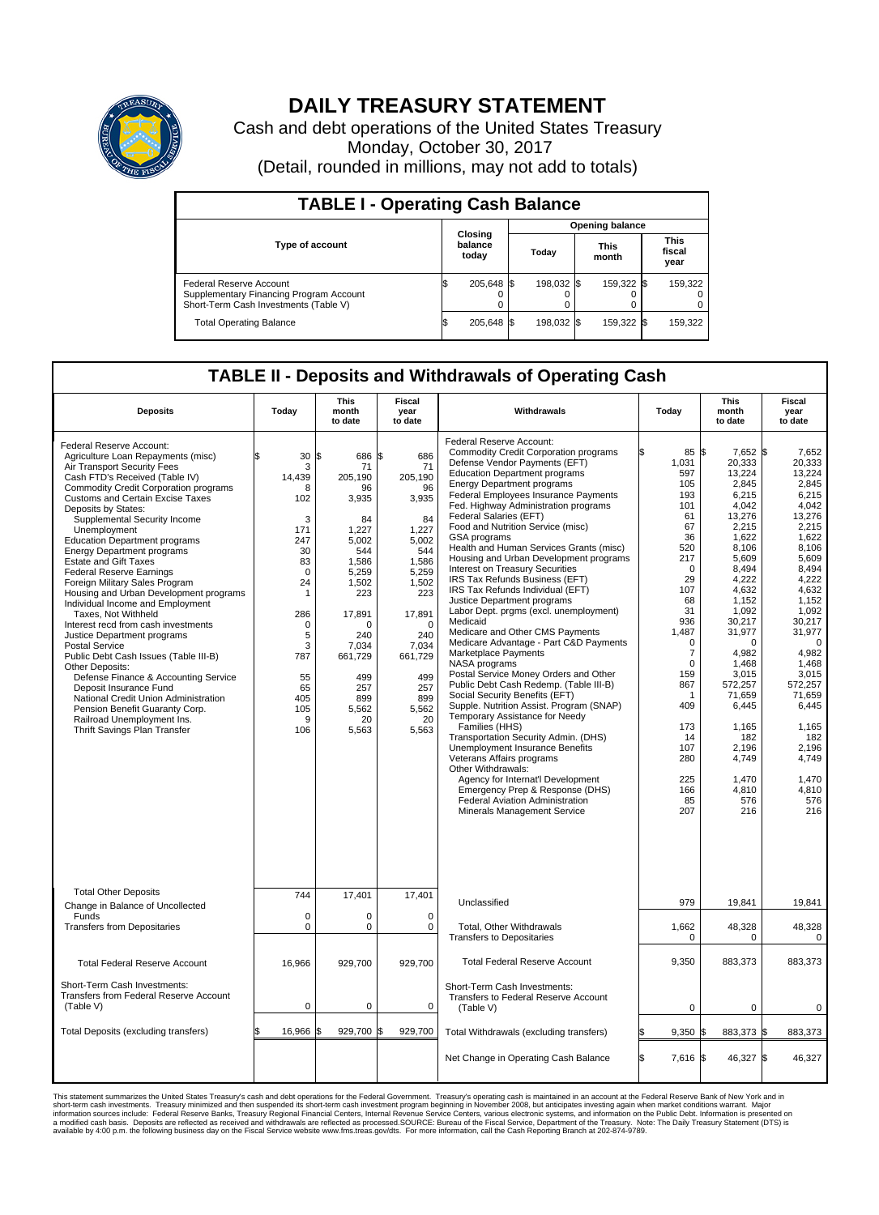# DAILY TREASURY STATEMENT

Cash and debt operations of the United States Treasury

Monday, October 30, 2017

(Detail, rounded in millions, may not add to totals)

## TABLE I - Operating Cash Balance

| Type of account | Closing balance today | Opening balance Today | Opening balance This month | Opening balance This fiscal year |
|---|---|---|---|---|
| Federal Reserve Account | $ 205,648 | $ 198,032 | $ 159,322 | $ 159,322 |
| Supplementary Financing Program Account | 0 | 0 | 0 | 0 |
| Short-Term Cash Investments (Table V) | 0 | 0 | 0 | 0 |
| Total Operating Balance | $ 205,648 | $ 198,032 | $ 159,322 | $ 159,322 |

## TABLE II - Deposits and Withdrawals of Operating Cash

| Deposits | Today | This month to date | Fiscal year to date |
|---|---|---|---|
| Federal Reserve Account: | | | |
| Agriculture Loan Repayments (misc) | $ 30 | $ 686 | $ 686 |
| Air Transport Security Fees | 3 | 71 | 71 |
| Cash FTD's Received (Table IV) | 14,439 | 205,190 | 205,190 |
| Commodity Credit Corporation programs | 8 | 96 | 96 |
| Customs and Certain Excise Taxes | 102 | 3,935 | 3,935 |
| Deposits by States: | | | |
| Supplemental Security Income | 3 | 84 | 84 |
| Unemployment | 171 | 1,227 | 1,227 |
| Education Department programs | 247 | 5,002 | 5,002 |
| Energy Department programs | 30 | 544 | 544 |
| Estate and Gift Taxes | 83 | 1,586 | 1,586 |
| Federal Reserve Earnings | 0 | 5,259 | 5,259 |
| Foreign Military Sales Program | 24 | 1,502 | 1,502 |
| Housing and Urban Development programs | 1 | 223 | 223 |
| Individual Income and Employment Taxes, Not Withheld | 286 | 17,891 | 17,891 |
| Interest recd from cash investments | 0 | 0 | 0 |
| Justice Department programs | 5 | 240 | 240 |
| Postal Service | 3 | 7,034 | 7,034 |
| Public Debt Cash Issues (Table III-B) | 787 | 661,729 | 661,729 |
| Other Deposits: | | | |
| Defense Finance & Accounting Service | 55 | 499 | 499 |
| Deposit Insurance Fund | 65 | 257 | 257 |
| National Credit Union Administration | 405 | 899 | 899 |
| Pension Benefit Guaranty Corp. | 105 | 5,562 | 5,562 |
| Railroad Unemployment Ins. | 9 | 20 | 20 |
| Thrift Savings Plan Transfer | 106 | 5,563 | 5,563 |
| Total Other Deposits | 744 | 17,401 | 17,401 |
| Change in Balance of Uncollected Funds | 0 | 0 | 0 |
| Transfers from Depositaries | 0 | 0 | 0 |
| Total Federal Reserve Account | 16,966 | 929,700 | 929,700 |
| Short-Term Cash Investments: Transfers from Federal Reserve Account (Table V) | 0 | 0 | 0 |
| Total Deposits (excluding transfers) | $ 16,966 | $ 929,700 | $ 929,700 |

| Withdrawals | Today | This month to date | Fiscal year to date |
|---|---|---|---|
| Federal Reserve Account: | | | |
| Commodity Credit Corporation programs | $ 85 | $ 7,652 | $ 7,652 |
| Defense Vendor Payments (EFT) | 1,031 | 20,333 | 20,333 |
| Education Department programs | 597 | 13,224 | 13,224 |
| Energy Department programs | 105 | 2,845 | 2,845 |
| Federal Employees Insurance Payments | 193 | 6,215 | 6,215 |
| Fed. Highway Administration programs | 101 | 4,042 | 4,042 |
| Federal Salaries (EFT) | 61 | 13,276 | 13,276 |
| Food and Nutrition Service (misc) | 67 | 2,215 | 2,215 |
| GSA programs | 36 | 1,622 | 1,622 |
| Health and Human Services Grants (misc) | 520 | 8,106 | 8,106 |
| Housing and Urban Development programs | 217 | 5,609 | 5,609 |
| Interest on Treasury Securities | 0 | 8,494 | 8,494 |
| IRS Tax Refunds Business (EFT) | 29 | 4,222 | 4,222 |
| IRS Tax Refunds Individual (EFT) | 107 | 4,632 | 4,632 |
| Justice Department programs | 68 | 1,152 | 1,152 |
| Labor Dept. prgms (excl. unemployment) | 31 | 1,092 | 1,092 |
| Medicaid | 936 | 30,217 | 30,217 |
| Medicare and Other CMS Payments | 1,487 | 31,977 | 31,977 |
| Medicare Advantage - Part C&D Payments | 0 | 0 | 0 |
| Marketplace Payments | 7 | 4,982 | 4,982 |
| NASA programs | 0 | 1,468 | 1,468 |
| Postal Service Money Orders and Other | 159 | 3,015 | 3,015 |
| Public Debt Cash Redemp. (Table III-B) | 867 | 572,257 | 572,257 |
| Social Security Benefits (EFT) | 1 | 71,659 | 71,659 |
| Supple. Nutrition Assist. Program (SNAP) | 409 | 6,445 | 6,445 |
| Temporary Assistance for Needy Families (HHS) | 173 | 1,165 | 1,165 |
| Transportation Security Admin. (DHS) | 14 | 182 | 182 |
| Unemployment Insurance Benefits | 107 | 2,196 | 2,196 |
| Veterans Affairs programs | 280 | 4,749 | 4,749 |
| Other Withdrawals: | | | |
| Agency for Internat'l Development | 225 | 1,470 | 1,470 |
| Emergency Prep & Response (DHS) | 166 | 4,810 | 4,810 |
| Federal Aviation Administration | 85 | 576 | 576 |
| Minerals Management Service | 207 | 216 | 216 |
| Unclassified | 979 | 19,841 | 19,841 |
| Total, Other Withdrawals | 1,662 | 48,328 | 48,328 |
| Transfers to Depositaries | 0 | 0 | 0 |
| Total Federal Reserve Account | 9,350 | 883,373 | 883,373 |
| Short-Term Cash Investments: Transfers to Federal Reserve Account (Table V) | 0 | 0 | 0 |
| Total Withdrawals (excluding transfers) | $ 9,350 | $ 883,373 | $ 883,373 |
| Net Change in Operating Cash Balance | $ 7,616 | $ 46,327 | $ 46,327 |

This statement summarizes the United States Treasury's cash and debt operations for the Federal Government. Treasury's operating cash is maintained in an account at the Federal Reserve Bank of New York and in short-term cash investments. Treasury minimized and then suspended its short-term cash investment program beginning in November 2008, but anticipates investing again when market conditions warrant. Major information sources include: Federal Reserve Banks, Treasury Regional Financial Centers, Internal Revenue Service Centers, various electronic systems, and information on the Public Debt. Information is presented on a modified cash basis. Deposits are reflected as received and withdrawals are reflected as processed.SOURCE: Bureau of the Fiscal Service, Department of the Treasury. Note: The Daily Treasury Statement (DTS) is available by 4:00 p.m. the following business day on the Fiscal Service website www.fms.treas.gov/dts. For more information, call the Cash Reporting Branch at 202-874-9789.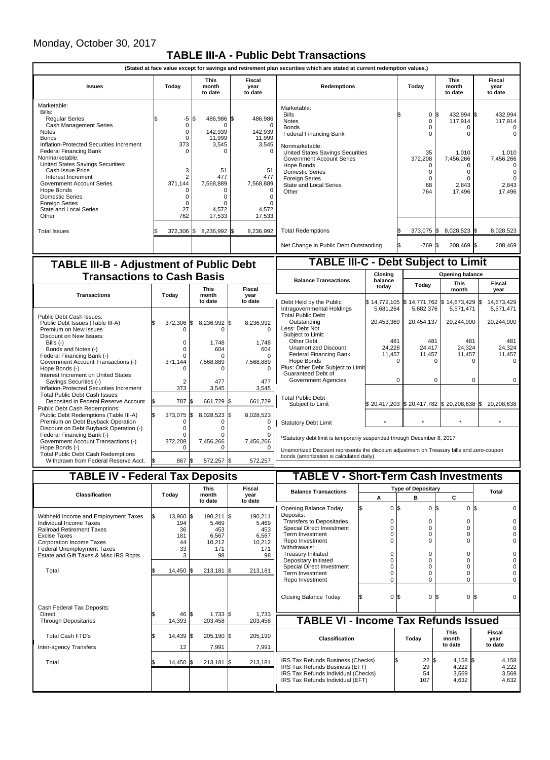Monday, October 30, 2017

# TABLE III-A - Public Debt Transactions

(Stated at face value except for savings and retirement plan securities which are stated at current redemption values.)

| Issues | Today | This month to date | Fiscal year to date |
|---|---|---|---|
| Marketable: | | | |
| Bills: | | | |
| Regular Series | $ -5 | $ 486,986 | $ 486,986 |
| Cash Management Series | 0 | 0 | 0 |
| Notes | 0 | 142,939 | 142,939 |
| Bonds | 0 | 11,999 | 11,999 |
| Inflation-Protected Securities Increment | 373 | 3,545 | 3,545 |
| Federal Financing Bank | 0 | 0 | 0 |
| Nonmarketable: | | | |
| United States Savings Securities: | | | |
| Cash Issue Price | 3 | 51 | 51 |
| Interest Increment | 2 | 477 | 477 |
| Government Account Series | 371,144 | 7,568,889 | 7,568,889 |
| Hope Bonds | 0 | 0 | 0 |
| Domestic Series | 0 | 0 | 0 |
| Foreign Series | 0 | 0 | 0 |
| State and Local Series | 27 | 4,572 | 4,572 |
| Other | 762 | 17,533 | 17,533 |
| Total Issues | $ 372,306 | $ 8,236,992 | $ 8,236,992 |

| Redemptions | Today | This month to date | Fiscal year to date |
|---|---|---|---|
| Marketable: | | | |
| Bills | $ 0 | $ 432,994 | $ 432,994 |
| Notes | 0 | 117,914 | 117,914 |
| Bonds | 0 | 0 | 0 |
| Federal Financing Bank | 0 | 0 | 0 |
| Nonmarketable: | | | |
| United States Savings Securities | 35 | 1,010 | 1,010 |
| Government Account Series | 372,208 | 7,456,266 | 7,456,266 |
| Hope Bonds | 0 | 0 | 0 |
| Domestic Series | 0 | 0 | 0 |
| Foreign Series | 0 | 0 | 0 |
| State and Local Series | 68 | 2,843 | 2,843 |
| Other | 764 | 17,496 | 17,496 |
| Total Redemptions | $ 373,075 | $ 8,028,523 | $ 8,028,523 |
| Net Change in Public Debt Outstanding | $ -769 | $ 208,469 | $ 208,469 |

# TABLE III-B - Adjustment of Public Debt Transactions to Cash Basis

| Transactions | Today | This month to date | Fiscal year to date |
|---|---|---|---|
| Public Debt Cash Issues: | | | |
| Public Debt Issues (Table III-A) | $ 372,306 | $ 8,236,992 | $ 8,236,992 |
| Premium on New Issues | 0 | 0 | 0 |
| Discount on New Issues: | | | |
| Bills (-) | 0 | 1,748 | 1,748 |
| Bonds and Notes (-) | 0 | 604 | 604 |
| Federal Financing Bank (-) | 0 | 0 | 0 |
| Government Account Transactions (-) | 371,144 | 7,568,889 | 7,568,889 |
| Hope Bonds (-) | 0 | 0 | 0 |
| Interest Increment on United States Savings Securities (-) | 2 | 477 | 477 |
| Inflation-Protected Securities Increment | 373 | 3,545 | 3,545 |
| Total Public Debt Cash Issues Deposited in Federal Reserve Account | $ 787 | $ 661,729 | $ 661,729 |
| Public Debt Cash Redemptions: | | | |
| Public Debt Redemptions (Table III-A) | $ 373,075 | $ 8,028,523 | $ 8,028,523 |
| Premium on Debt Buyback Operation | 0 | 0 | 0 |
| Discount on Debt Buyback Operation (-) | 0 | 0 | 0 |
| Federal Financing Bank (-) | 0 | 0 | 0 |
| Government Account Transactions (-) | 372,208 | 7,456,266 | 7,456,266 |
| Hope Bonds (-) | 0 | 0 | 0 |
| Total Public Debt Cash Redemptions Withdrawn from Federal Reserve Acct. | $ 867 | $ 572,257 | $ 572,257 |

# TABLE III-C - Debt Subject to Limit

| Balance Transactions | Closing balance today | Opening balance Today | Opening balance This month | Opening balance Fiscal year |
|---|---|---|---|---|
| Debt Held by the Public | $ 14,772,105 | $ 14,771,762 | $ 14,673,429 | $ 14,673,429 |
| Intragovernmental Holdings | 5,681,264 | 5,682,376 | 5,571,471 | 5,571,471 |
| Total Public Debt Outstanding | 20,453,369 | 20,454,137 | 20,244,900 | 20,244,900 |
| Less: Debt Not Subject to Limit: | | | | |
| Other Debt | 481 | 481 | 481 | 481 |
| Unamortized Discount | 24,228 | 24,417 | 24,324 | 24,324 |
| Federal Financing Bank | 11,457 | 11,457 | 11,457 | 11,457 |
| Hope Bonds | 0 | 0 | 0 | 0 |
| Plus: Other Debt Subject to Limit | | | | |
| Guaranteed Debt of Government Agencies | 0 | 0 | 0 | 0 |
| Total Public Debt Subject to Limit | $ 20,417,203 | $ 20,417,782 | $ 20,208,638 | $ 20,208,638 |
| Statutory Debt Limit | * | * | * | * |

*Statutory debt limit is temporarily suspended through December 8, 2017

Unamortized Discount represents the discount adjustment on Treasury bills and zero-coupon bonds (amortization is calculated daily).

# TABLE IV - Federal Tax Deposits

| Classification | Today | This month to date | Fiscal year to date |
|---|---|---|---|
| Withheld Income and Employment Taxes | $ 13,960 | $ 190,211 | $ 190,211 |
| Individual Income Taxes | 194 | 5,469 | 5,469 |
| Railroad Retirement Taxes | 36 | 453 | 453 |
| Excise Taxes | 181 | 6,567 | 6,567 |
| Corporation Income Taxes | 44 | 10,212 | 10,212 |
| Federal Unemployment Taxes | 33 | 171 | 171 |
| Estate and Gift Taxes & Misc IRS Rcpts. | 3 | 98 | 98 |
| Total | $ 14,450 | $ 213,181 | $ 213,181 |
| Cash Federal Tax Deposits: | | | |
| Direct | $ 46 | $ 1,733 | $ 1,733 |
| Through Depositaries | 14,393 | 203,458 | 203,458 |
| Total Cash FTD's | $ 14,439 | $ 205,190 | $ 205,190 |
| Inter-agency Transfers | 12 | 7,991 | 7,991 |
| Total | $ 14,450 | $ 213,181 | $ 213,181 |

# TABLE V - Short-Term Cash Investments

| Balance Transactions | Type of Depositary A | Type of Depositary B | Type of Depositary C | Total |
|---|---|---|---|---|
| Opening Balance Today | $ 0 | $ 0 | $ 0 | $ 0 |
| Deposits: | | | | |
| Transfers to Depositaries | 0 | 0 | 0 | 0 |
| Special Direct Investment | 0 | 0 | 0 | 0 |
| Term Investment | 0 | 0 | 0 | 0 |
| Repo Investment | 0 | 0 | 0 | 0 |
| Withdrawals: | | | | |
| Treasury Initiated | 0 | 0 | 0 | 0 |
| Depositary Initiated | 0 | 0 | 0 | 0 |
| Special Direct Investment | 0 | 0 | 0 | 0 |
| Term Investment | 0 | 0 | 0 | 0 |
| Repo Investment | 0 | 0 | 0 | 0 |
| Closing Balance Today | $ 0 | $ 0 | $ 0 | $ 0 |

# TABLE VI - Income Tax Refunds Issued

| Classification | Today | This month to date | Fiscal year to date |
|---|---|---|---|
| IRS Tax Refunds Business (Checks) | $ 22 | $ 4,158 | $ 4,158 |
| IRS Tax Refunds Business (EFT) | 29 | 4,222 | 4,222 |
| IRS Tax Refunds Individual (Checks) | 54 | 3,569 | 3,569 |
| IRS Tax Refunds Individual (EFT) | 107 | 4,632 | 4,632 |